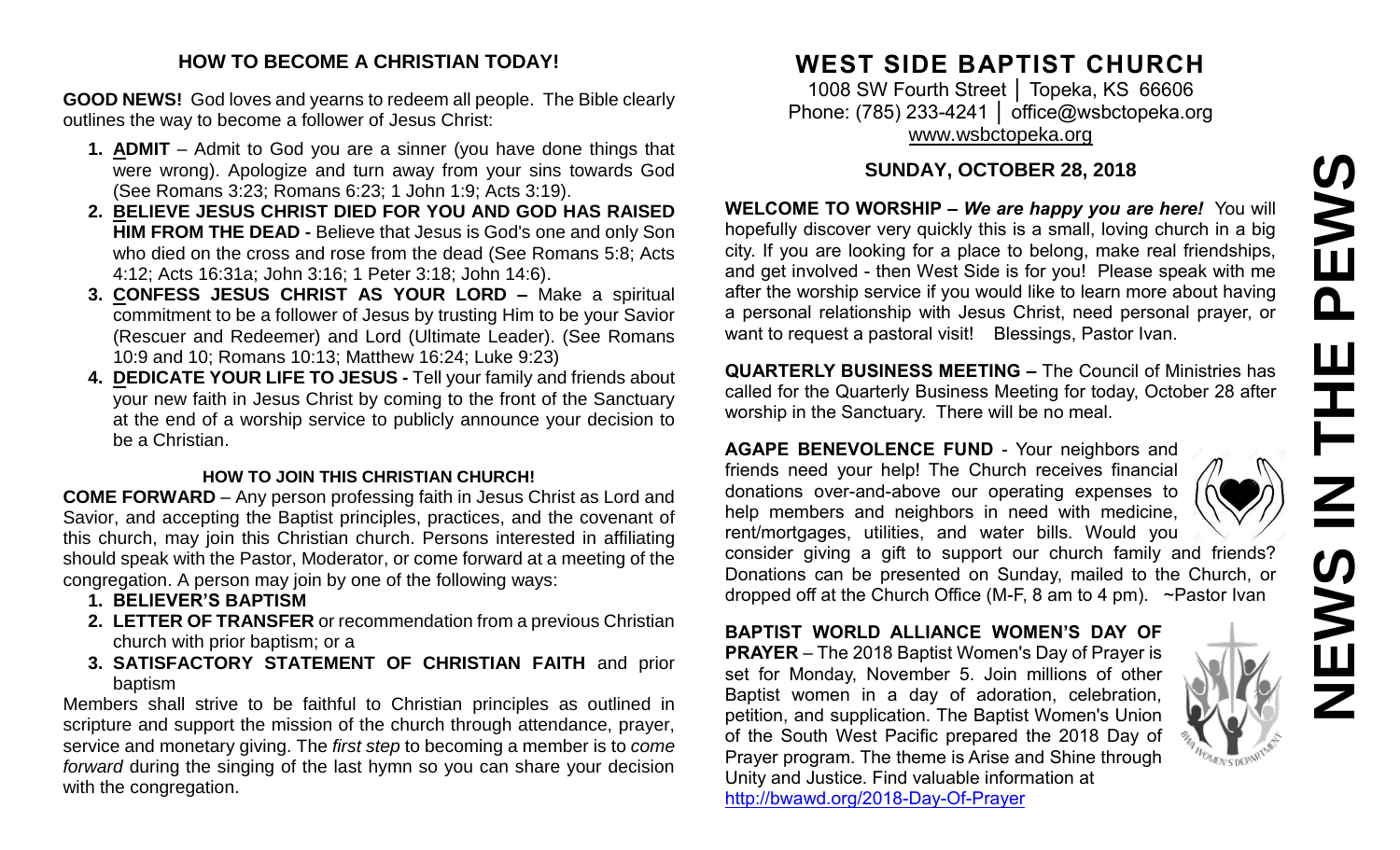## HOW TO BECOME A CHRISTIAN TODAY!

**GOOD NEWS!** God loves and yearns to redeem all people. The Bible clearly outlines the way to become a follower of Jesus Christ:

1. **ADMIT** – Admit to God you are a sinner (you have done things that were wrong). Apologize and turn away from your sins towards God (See Romans 3:23; Romans 6:23; 1 John 1:9; Acts 3:19).
2. **BELIEVE JESUS CHRIST DIED FOR YOU AND GOD HAS RAISED HIM FROM THE DEAD -** Believe that Jesus is God's one and only Son who died on the cross and rose from the dead (See Romans 5:8; Acts 4:12; Acts 16:31a; John 3:16; 1 Peter 3:18; John 14:6).
3. **CONFESS JESUS CHRIST AS YOUR LORD –** Make a spiritual commitment to be a follower of Jesus by trusting Him to be your Savior (Rescuer and Redeemer) and Lord (Ultimate Leader). (See Romans 10:9 and 10; Romans 10:13; Matthew 16:24; Luke 9:23)
4. **DEDICATE YOUR LIFE TO JESUS -** Tell your family and friends about your new faith in Jesus Christ by coming to the front of the Sanctuary at the end of a worship service to publicly announce your decision to be a Christian.

### HOW TO JOIN THIS CHRISTIAN CHURCH!

**COME FORWARD** – Any person professing faith in Jesus Christ as Lord and Savior, and accepting the Baptist principles, practices, and the covenant of this church, may join this Christian church. Persons interested in affiliating should speak with the Pastor, Moderator, or come forward at a meeting of the congregation. A person may join by one of the following ways:

1. **BELIEVER'S BAPTISM**
2. **LETTER OF TRANSFER** or recommendation from a previous Christian church with prior baptism; or a
3. **SATISFACTORY STATEMENT OF CHRISTIAN FAITH** and prior baptism

Members shall strive to be faithful to Christian principles as outlined in scripture and support the mission of the church through attendance, prayer, service and monetary giving. The *first step* to becoming a member is to *come forward* during the singing of the last hymn so you can share your decision with the congregation.

# WEST SIDE BAPTIST CHURCH

1008 SW Fourth Street │ Topeka, KS 66606
Phone: (785) 233-4241 │ office@wsbctopeka.org
www.wsbctopeka.org

## SUNDAY, OCTOBER 28, 2018

**WELCOME TO WORSHIP –** ***We are happy you are here!*** You will hopefully discover very quickly this is a small, loving church in a big city. If you are looking for a place to belong, make real friendships, and get involved - then West Side is for you! Please speak with me after the worship service if you would like to learn more about having a personal relationship with Jesus Christ, need personal prayer, or want to request a pastoral visit! Blessings, Pastor Ivan.

**QUARTERLY BUSINESS MEETING –** The Council of Ministries has called for the Quarterly Business Meeting for today, October 28 after worship in the Sanctuary. There will be no meal.

**AGAPE BENEVOLENCE FUND** - Your neighbors and friends need your help! The Church receives financial donations over-and-above our operating expenses to help members and neighbors in need with medicine, rent/mortgages, utilities, and water bills. Would you consider giving a gift to support our church family and friends? Donations can be presented on Sunday, mailed to the Church, or dropped off at the Church Office (M-F, 8 am to 4 pm). ~Pastor Ivan

**BAPTIST WORLD ALLIANCE WOMEN'S DAY OF PRAYER** – The 2018 Baptist Women's Day of Prayer is set for Monday, November 5. Join millions of other Baptist women in a day of adoration, celebration, petition, and supplication. The Baptist Women's Union of the South West Pacific prepared the 2018 Day of Prayer program. The theme is Arise and Shine through Unity and Justice. Find valuable information at http://bwawd.org/2018-Day-Of-Prayer

# NEWS IN THE PEWS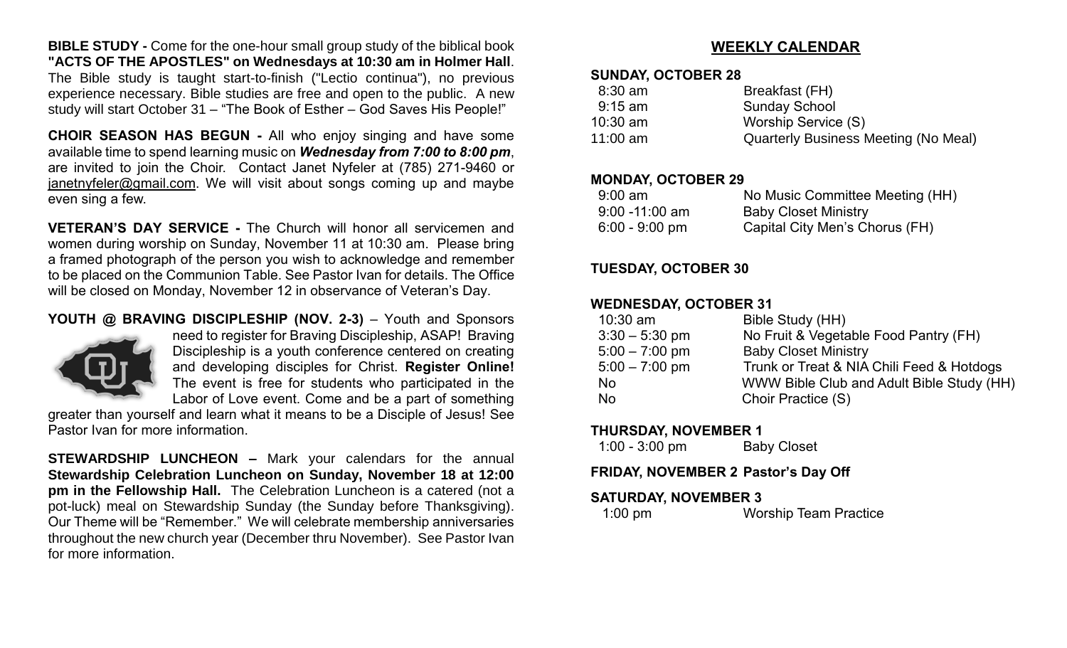**BIBLE STUDY -** Come for the one-hour small group study of the biblical book **"ACTS OF THE APOSTLES" on Wednesdays at 10:30 am in Holmer Hall**. The Bible study is taught start-to-finish ("Lectio continua"), no previous experience necessary. Bible studies are free and open to the public. A new study will start October 31 – "The Book of Esther – God Saves His People!"

**CHOIR SEASON HAS BEGUN -** All who enjoy singing and have some available time to spend learning music on ***Wednesday from 7:00 to 8:00 pm***, are invited to join the Choir. Contact Janet Nyfeler at (785) 271-9460 or janetnyfeler@gmail.com. We will visit about songs coming up and maybe even sing a few.

**VETERAN'S DAY SERVICE -** The Church will honor all servicemen and women during worship on Sunday, November 11 at 10:30 am. Please bring a framed photograph of the person you wish to acknowledge and remember to be placed on the Communion Table. See Pastor Ivan for details. The Office will be closed on Monday, November 12 in observance of Veteran's Day.

**YOUTH @ BRAVING DISCIPLESHIP (NOV. 2-3)** – Youth and Sponsors need to register for Braving Discipleship, ASAP! Braving Discipleship is a youth conference centered on creating and developing disciples for Christ. **Register Online!** The event is free for students who participated in the Labor of Love event. Come and be a part of something greater than yourself and learn what it means to be a Disciple of Jesus! See Pastor Ivan for more information.

**STEWARDSHIP LUNCHEON –** Mark your calendars for the annual **Stewardship Celebration Luncheon on Sunday, November 18 at 12:00 pm in the Fellowship Hall.** The Celebration Luncheon is a catered (not a pot-luck) meal on Stewardship Sunday (the Sunday before Thanksgiving). Our Theme will be "Remember." We will celebrate membership anniversaries throughout the new church year (December thru November). See Pastor Ivan for more information.

## WEEKLY CALENDAR

**SUNDAY, OCTOBER 28**

| | |
|---|---|
| 8:30 am | Breakfast (FH) |
| 9:15 am | Sunday School |
| 10:30 am | Worship Service (S) |
| 11:00 am | Quarterly Business Meeting (No Meal) |

**MONDAY, OCTOBER 29**

| | |
|---|---|
| 9:00 am | No Music Committee Meeting (HH) |
| 9:00 -11:00 am | Baby Closet Ministry |
| 6:00 - 9:00 pm | Capital City Men's Chorus (FH) |

**TUESDAY, OCTOBER 30**

**WEDNESDAY, OCTOBER 31**

| | |
|---|---|
| 10:30 am | Bible Study (HH) |
| 3:30 – 5:30 pm | No Fruit & Vegetable Food Pantry (FH) |
| 5:00 – 7:00 pm | Baby Closet Ministry |
| 5:00 – 7:00 pm | Trunk or Treat & NIA Chili Feed & Hotdogs |
| No | WWW Bible Club and Adult Bible Study (HH) |
| No | Choir Practice (S) |

**THURSDAY, NOVEMBER 1**

| | |
|---|---|
| 1:00 - 3:00 pm | Baby Closet |

**FRIDAY, NOVEMBER 2 Pastor's Day Off**

**SATURDAY, NOVEMBER 3**

| | |
|---|---|
| 1:00 pm | Worship Team Practice |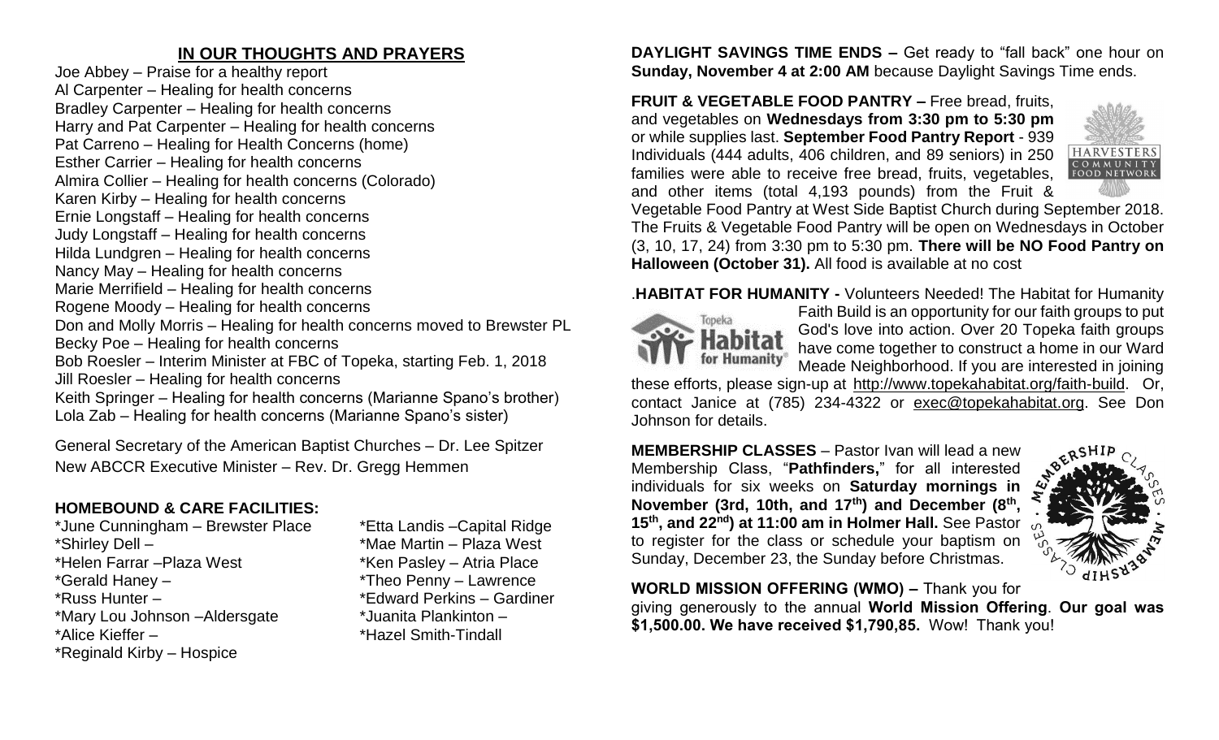## IN OUR THOUGHTS AND PRAYERS

Joe Abbey – Praise for a healthy report
Al Carpenter – Healing for health concerns
Bradley Carpenter – Healing for health concerns
Harry and Pat Carpenter – Healing for health concerns
Pat Carreno – Healing for Health Concerns (home)
Esther Carrier – Healing for health concerns
Almira Collier – Healing for health concerns (Colorado)
Karen Kirby – Healing for health concerns
Ernie Longstaff – Healing for health concerns
Judy Longstaff – Healing for health concerns
Hilda Lundgren – Healing for health concerns
Nancy May – Healing for health concerns
Marie Merrifield – Healing for health concerns
Rogene Moody – Healing for health concerns
Don and Molly Morris – Healing for health concerns moved to Brewster PL
Becky Poe – Healing for health concerns
Bob Roesler – Interim Minister at FBC of Topeka, starting Feb. 1, 2018
Jill Roesler – Healing for health concerns
Keith Springer – Healing for health concerns (Marianne Spano's brother)
Lola Zab – Healing for health concerns (Marianne Spano's sister)

General Secretary of the American Baptist Churches – Dr. Lee Spitzer
New ABCCR Executive Minister – Rev. Dr. Gregg Hemmen

### HOMEBOUND & CARE FACILITIES:

*June Cunningham – Brewster Place
*Shirley Dell –
*Helen Farrar –Plaza West
*Gerald Haney –
*Russ Hunter –
*Mary Lou Johnson –Aldersgate
*Alice Kieffer –
*Reginald Kirby – Hospice
*Etta Landis –Capital Ridge
*Mae Martin – Plaza West
*Ken Pasley – Atria Place
*Theo Penny – Lawrence
*Edward Perkins – Gardiner
*Juanita Plankinton –
*Hazel Smith-Tindall

**DAYLIGHT SAVINGS TIME ENDS –** Get ready to "fall back" one hour on **Sunday, November 4 at 2:00 AM** because Daylight Savings Time ends.

**FRUIT & VEGETABLE FOOD PANTRY –** Free bread, fruits, and vegetables on **Wednesdays from 3:30 pm to 5:30 pm** or while supplies last. **September Food Pantry Report** - 939 Individuals (444 adults, 406 children, and 89 seniors) in 250 families were able to receive free bread, fruits, vegetables, and other items (total 4,193 pounds) from the Fruit & Vegetable Food Pantry at West Side Baptist Church during September 2018. The Fruits & Vegetable Food Pantry will be open on Wednesdays in October (3, 10, 17, 24) from 3:30 pm to 5:30 pm. **There will be NO Food Pantry on Halloween (October 31).** All food is available at no cost

.**HABITAT FOR HUMANITY -** Volunteers Needed! The Habitat for Humanity Faith Build is an opportunity for our faith groups to put God's love into action. Over 20 Topeka faith groups have come together to construct a home in our Ward Meade Neighborhood. If you are interested in joining these efforts, please sign-up at http://www.topekahabitat.org/faith-build. Or, contact Janice at (785) 234-4322 or exec@topekahabitat.org. See Don Johnson for details.

**MEMBERSHIP CLASSES** – Pastor Ivan will lead a new Membership Class, "**Pathfinders,**" for all interested individuals for six weeks on **Saturday mornings in November (3rd, 10th, and 17th) and December (8th, 15th, and 22nd) at 11:00 am in Holmer Hall.** See Pastor to register for the class or schedule your baptism on Sunday, December 23, the Sunday before Christmas.

**WORLD MISSION OFFERING (WMO) –** Thank you for giving generously to the annual **World Mission Offering**. **Our goal was $1,500.00. We have received $1,790,85.** Wow! Thank you!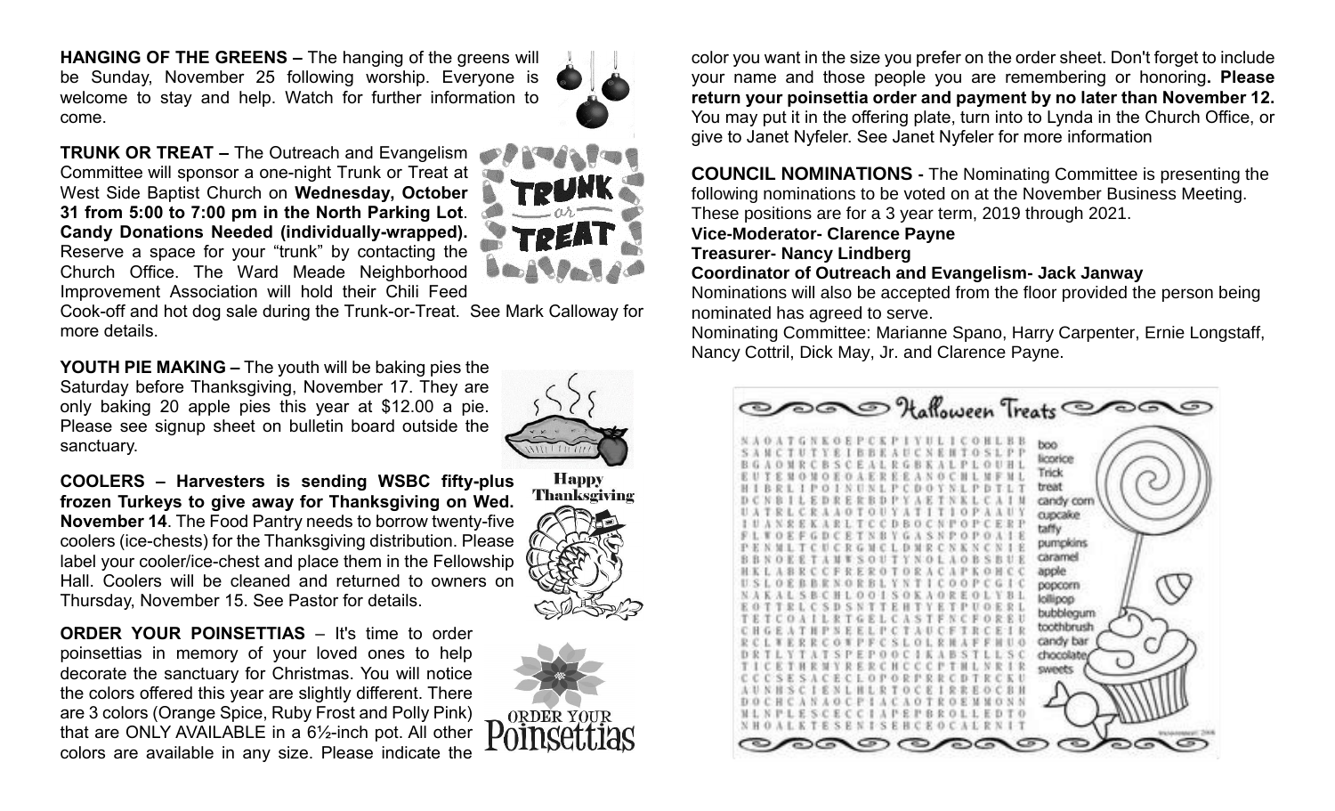**HANGING OF THE GREENS –** The hanging of the greens will be Sunday, November 25 following worship. Everyone is welcome to stay and help. Watch for further information to come.

**TRUNK OR TREAT –** The Outreach and Evangelism Committee will sponsor a one-night Trunk or Treat at West Side Baptist Church on **Wednesday, October 31 from 5:00 to 7:00 pm in the North Parking Lot**. **Candy Donations Needed (individually-wrapped).** Reserve a space for your "trunk" by contacting the Church Office. The Ward Meade Neighborhood Improvement Association will hold their Chili Feed Cook-off and hot dog sale during the Trunk-or-Treat. See Mark Calloway for more details.

**YOUTH PIE MAKING –** The youth will be baking pies the Saturday before Thanksgiving, November 17. They are only baking 20 apple pies this year at $12.00 a pie. Please see signup sheet on bulletin board outside the sanctuary.

**COOLERS – Harvesters is sending WSBC fifty-plus frozen Turkeys to give away for Thanksgiving on Wed. November 14**. The Food Pantry needs to borrow twenty-five coolers (ice-chests) for the Thanksgiving distribution. Please label your cooler/ice-chest and place them in the Fellowship Hall. Coolers will be cleaned and returned to owners on Thursday, November 15. See Pastor for details.

**ORDER YOUR POINSETTIAS** – It's time to order poinsettias in memory of your loved ones to help decorate the sanctuary for Christmas. You will notice the colors offered this year are slightly different. There are 3 colors (Orange Spice, Ruby Frost and Polly Pink) that are ONLY AVAILABLE in a 6½-inch pot. All other colors are available in any size. Please indicate the color you want in the size you prefer on the order sheet. Don't forget to include your name and those people you are remembering or honoring**. Please return your poinsettia order and payment by no later than November 12.** You may put it in the offering plate, turn into to Lynda in the Church Office, or give to Janet Nyfeler. See Janet Nyfeler for more information

**COUNCIL NOMINATIONS -** The Nominating Committee is presenting the following nominations to be voted on at the November Business Meeting. These positions are for a 3 year term, 2019 through 2021.

**Vice-Moderator- Clarence Payne**

**Treasurer- Nancy Lindberg**

**Coordinator of Outreach and Evangelism- Jack Janway**

Nominations will also be accepted from the floor provided the person being nominated has agreed to serve.

Nominating Committee: Marianne Spano, Harry Carpenter, Ernie Longstaff, Nancy Cottril, Dick May, Jr. and Clarence Payne.